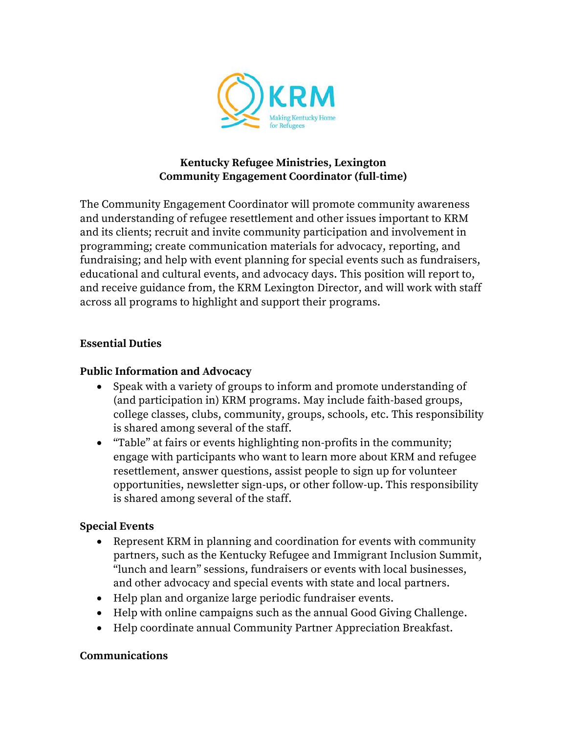**Kentucky Refugee Ministries, Lexington**
**Community Engagement Coordinator (full-time)**

The Community Engagement Coordinator will promote community awareness and understanding of refugee resettlement and other issues important to KRM and its clients; recruit and invite community participation and involvement in programming; create communication materials for advocacy, reporting, and fundraising; and help with event planning for special events such as fundraisers, educational and cultural events, and advocacy days. This position will report to, and receive guidance from, the KRM Lexington Director, and will work with staff across all programs to highlight and support their programs.

## Essential Duties

### Public Information and Advocacy

- Speak with a variety of groups to inform and promote understanding of (and participation in) KRM programs. May include faith-based groups, college classes, clubs, community, groups, schools, etc. This responsibility is shared among several of the staff.
- "Table" at fairs or events highlighting non-profits in the community; engage with participants who want to learn more about KRM and refugee resettlement, answer questions, assist people to sign up for volunteer opportunities, newsletter sign-ups, or other follow-up. This responsibility is shared among several of the staff.

### Special Events

- Represent KRM in planning and coordination for events with community partners, such as the Kentucky Refugee and Immigrant Inclusion Summit, "lunch and learn" sessions, fundraisers or events with local businesses, and other advocacy and special events with state and local partners.
- Help plan and organize large periodic fundraiser events.
- Help with online campaigns such as the annual Good Giving Challenge.
- Help coordinate annual Community Partner Appreciation Breakfast.

### Communications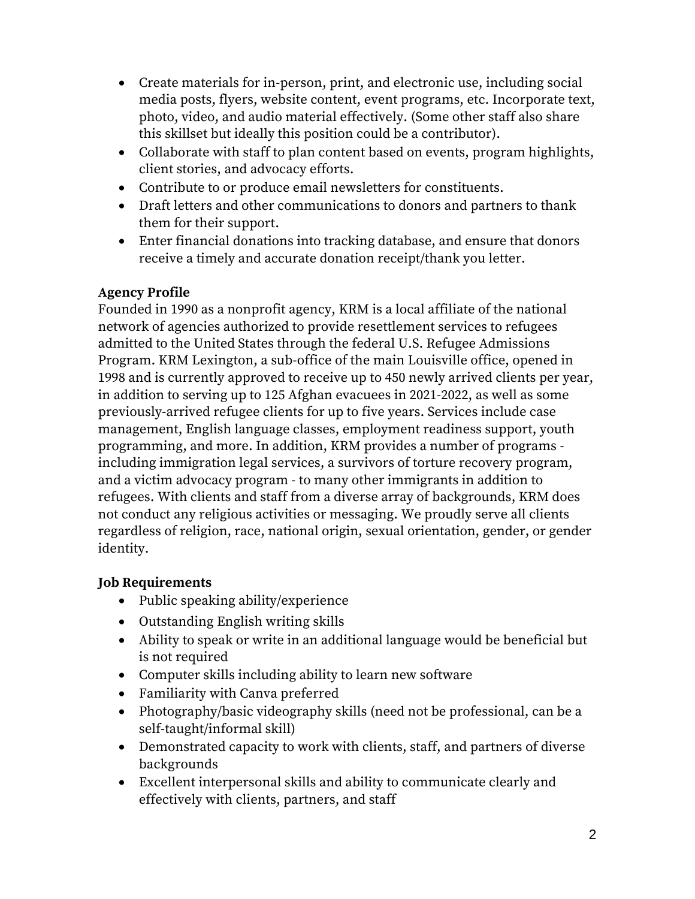- Create materials for in-person, print, and electronic use, including social media posts, flyers, website content, event programs, etc. Incorporate text, photo, video, and audio material effectively. (Some other staff also share this skillset but ideally this position could be a contributor).
- Collaborate with staff to plan content based on events, program highlights, client stories, and advocacy efforts.
- Contribute to or produce email newsletters for constituents.
- Draft letters and other communications to donors and partners to thank them for their support.
- Enter financial donations into tracking database, and ensure that donors receive a timely and accurate donation receipt/thank you letter.

**Agency Profile**

Founded in 1990 as a nonprofit agency, KRM is a local affiliate of the national network of agencies authorized to provide resettlement services to refugees admitted to the United States through the federal U.S. Refugee Admissions Program. KRM Lexington, a sub-office of the main Louisville office, opened in 1998 and is currently approved to receive up to 450 newly arrived clients per year, in addition to serving up to 125 Afghan evacuees in 2021-2022, as well as some previously-arrived refugee clients for up to five years. Services include case management, English language classes, employment readiness support, youth programming, and more. In addition, KRM provides a number of programs - including immigration legal services, a survivors of torture recovery program, and a victim advocacy program - to many other immigrants in addition to refugees. With clients and staff from a diverse array of backgrounds, KRM does not conduct any religious activities or messaging. We proudly serve all clients regardless of religion, race, national origin, sexual orientation, gender, or gender identity.

**Job Requirements**

- Public speaking ability/experience
- Outstanding English writing skills
- Ability to speak or write in an additional language would be beneficial but is not required
- Computer skills including ability to learn new software
- Familiarity with Canva preferred
- Photography/basic videography skills (need not be professional, can be a self-taught/informal skill)
- Demonstrated capacity to work with clients, staff, and partners of diverse backgrounds
- Excellent interpersonal skills and ability to communicate clearly and effectively with clients, partners, and staff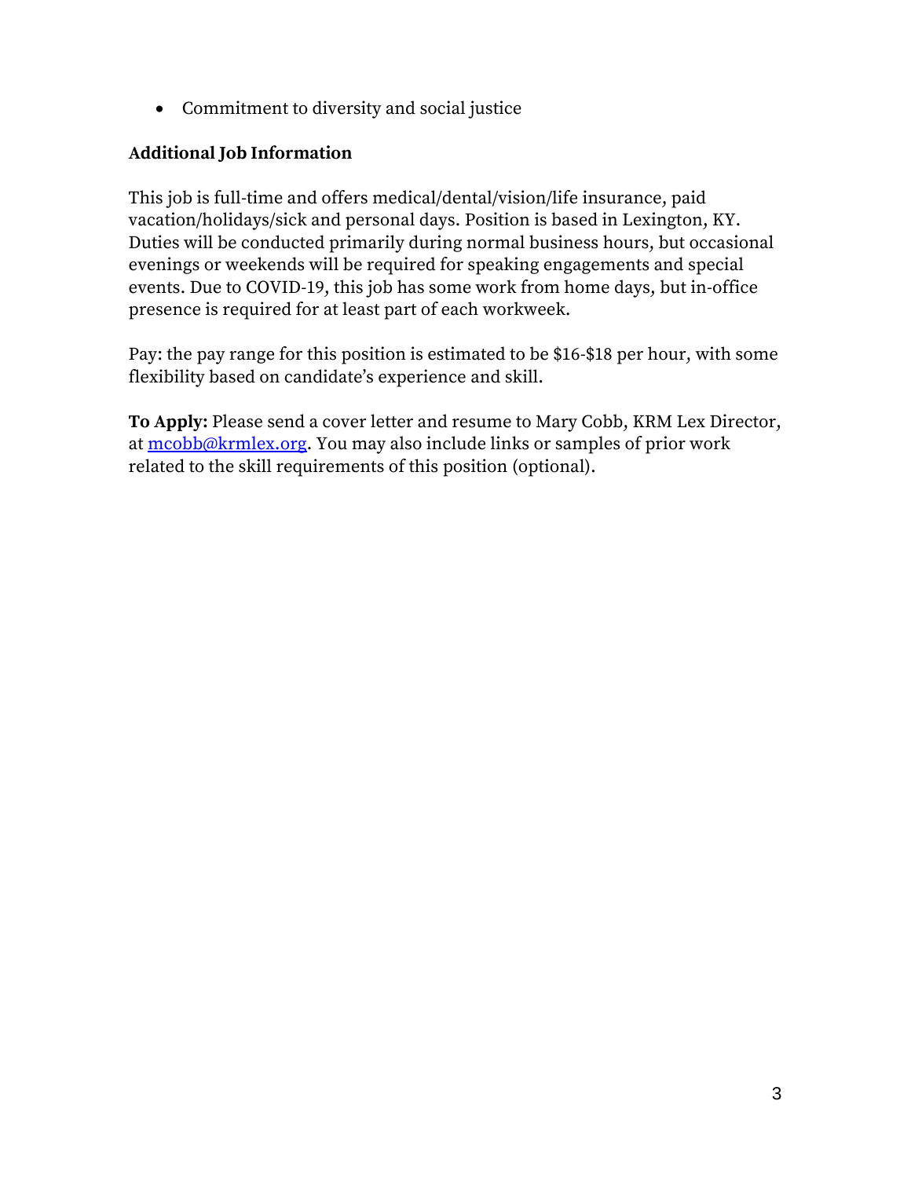- Commitment to diversity and social justice

**Additional Job Information**

This job is full-time and offers medical/dental/vision/life insurance, paid vacation/holidays/sick and personal days. Position is based in Lexington, KY. Duties will be conducted primarily during normal business hours, but occasional evenings or weekends will be required for speaking engagements and special events. Due to COVID-19, this job has some work from home days, but in-office presence is required for at least part of each workweek.

Pay: the pay range for this position is estimated to be $16-$18 per hour, with some flexibility based on candidate's experience and skill.

**To Apply:** Please send a cover letter and resume to Mary Cobb, KRM Lex Director, at [mcobb@krmlex.org](mailto:mcobb@krmlex.org). You may also include links or samples of prior work related to the skill requirements of this position (optional).